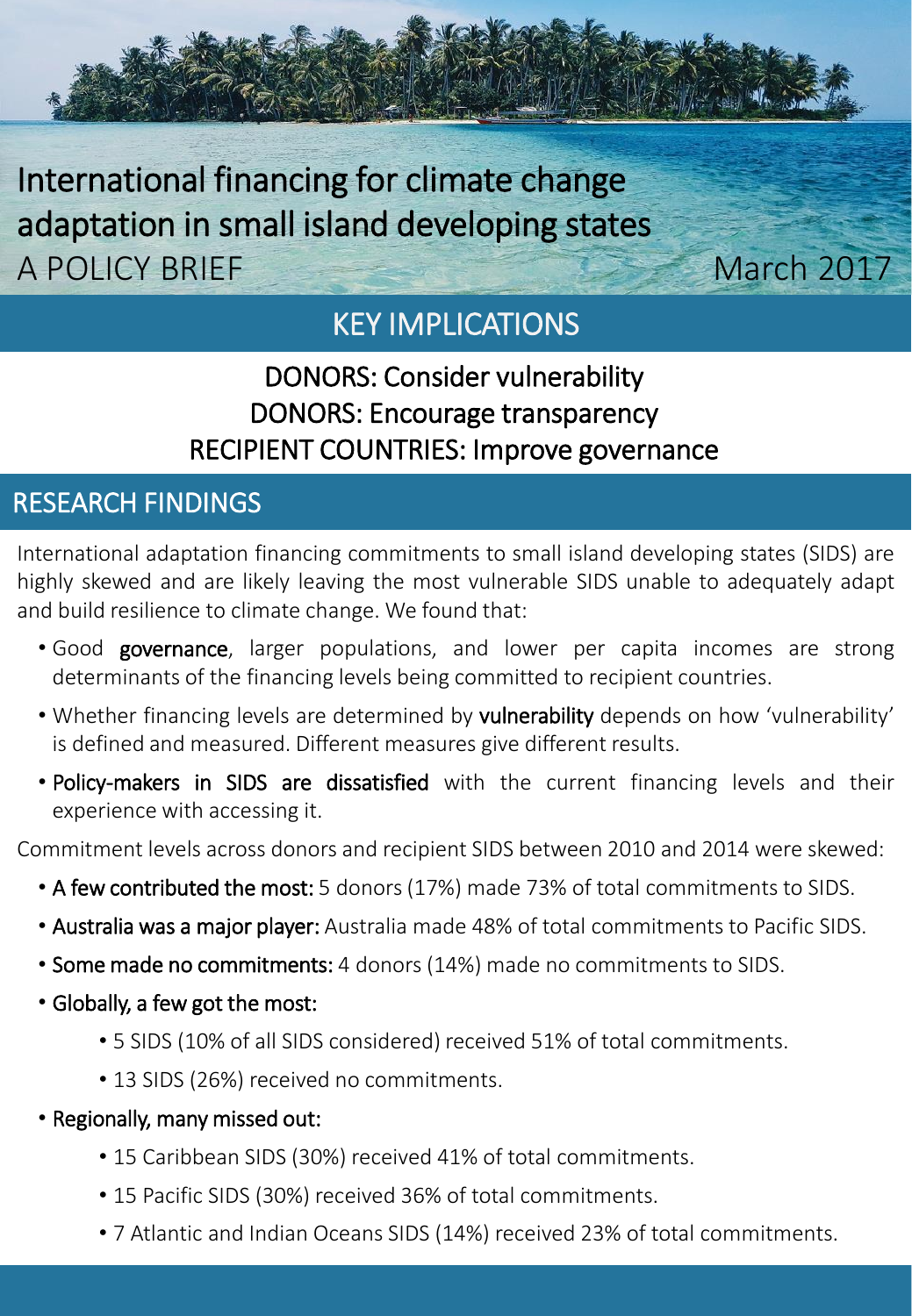# International financing for climate change adaptation in small island developing states

A POLICY BRIEF

March 2017

## KEY IMPLICATIONS

DONORS: Consider vulnerability

DONORS: Encourage transparency

RECIPIENT COUNTRIES: Improve governance

## RESEARCH FINDINGS

International adaptation financing commitments to small island developing states (SIDS) are highly skewed and are likely leaving the most vulnerable SIDS unable to adequately adapt and build resilience to climate change. We found that:

- Good **governance**, larger populations, and lower per capita incomes are strong determinants of the financing levels being committed to recipient countries.
- Whether financing levels are determined by **vulnerability** depends on how 'vulnerability' is defined and measured. Different measures give different results.
- **Policy-makers in SIDS are dissatisfied** with the current financing levels and their experience with accessing it.

Commitment levels across donors and recipient SIDS between 2010 and 2014 were skewed:

- **A few contributed the most:** 5 donors (17%) made 73% of total commitments to SIDS.
- **Australia was a major player:** Australia made 48% of total commitments to Pacific SIDS.
- **Some made no commitments:** 4 donors (14%) made no commitments to SIDS.
- **Globally, a few got the most:**
  - 5 SIDS (10% of all SIDS considered) received 51% of total commitments.
  - 13 SIDS (26%) received no commitments.
- **Regionally, many missed out:**
  - 15 Caribbean SIDS (30%) received 41% of total commitments.
  - 15 Pacific SIDS (30%) received 36% of total commitments.
  - 7 Atlantic and Indian Oceans SIDS (14%) received 23% of total commitments.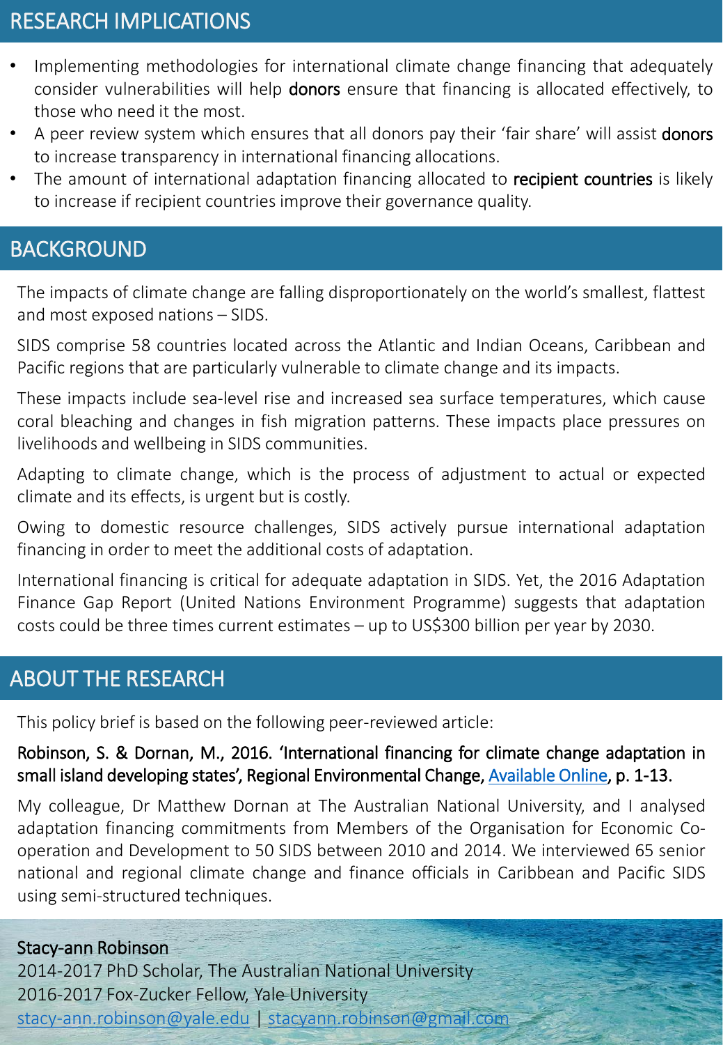## RESEARCH IMPLICATIONS

- Implementing methodologies for international climate change financing that adequately consider vulnerabilities will help **donors** ensure that financing is allocated effectively, to those who need it the most.
- A peer review system which ensures that all donors pay their 'fair share' will assist **donors** to increase transparency in international financing allocations.
- The amount of international adaptation financing allocated to **recipient countries** is likely to increase if recipient countries improve their governance quality.

## BACKGROUND

The impacts of climate change are falling disproportionately on the world's smallest, flattest and most exposed nations – SIDS.

SIDS comprise 58 countries located across the Atlantic and Indian Oceans, Caribbean and Pacific regions that are particularly vulnerable to climate change and its impacts.

These impacts include sea-level rise and increased sea surface temperatures, which cause coral bleaching and changes in fish migration patterns. These impacts place pressures on livelihoods and wellbeing in SIDS communities.

Adapting to climate change, which is the process of adjustment to actual or expected climate and its effects, is urgent but is costly.

Owing to domestic resource challenges, SIDS actively pursue international adaptation financing in order to meet the additional costs of adaptation.

International financing is critical for adequate adaptation in SIDS. Yet, the 2016 Adaptation Finance Gap Report (United Nations Environment Programme) suggests that adaptation costs could be three times current estimates – up to US$300 billion per year by 2030.

## ABOUT THE RESEARCH

This policy brief is based on the following peer-reviewed article:

**Robinson, S. & Dornan, M., 2016. 'International financing for climate change adaptation in small island developing states', Regional Environmental Change, Available Online, p. 1-13.**

My colleague, Dr Matthew Dornan at The Australian National University, and I analysed adaptation financing commitments from Members of the Organisation for Economic Co-operation and Development to 50 SIDS between 2010 and 2014. We interviewed 65 senior national and regional climate change and finance officials in Caribbean and Pacific SIDS using semi-structured techniques.

Stacy-ann Robinson
2014-2017 PhD Scholar, The Australian National University
2016-2017 Fox-Zucker Fellow, Yale University
stacy-ann.robinson@yale.edu | stacyann.robinson@gmail.com